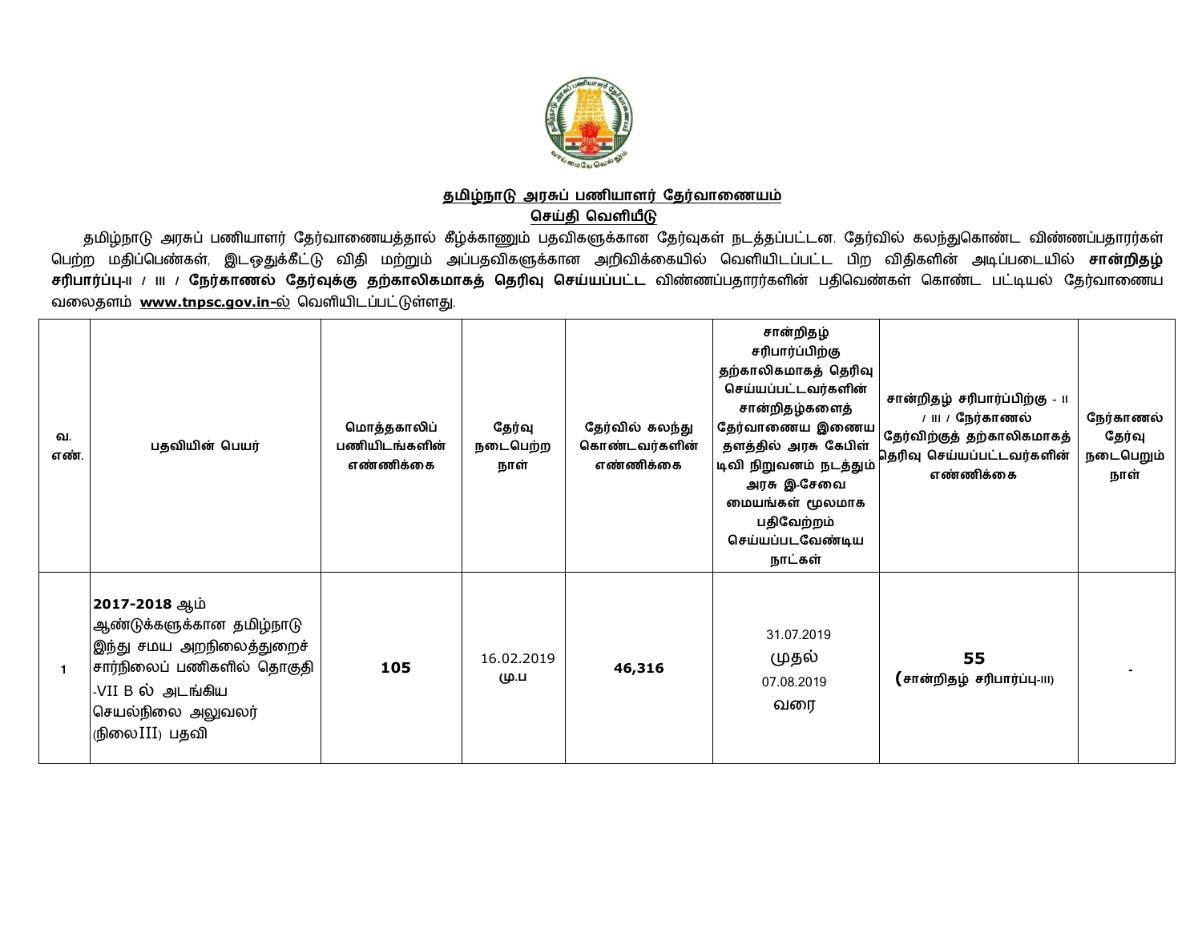# தமிழ்நாடு அரசுப் பணியாளர் தேர்வாணையம்

## செய்தி வெளியீடு

தமிழ்நாடு அரசுப் பணியாளர் தேர்வாணையத்தால் கீழ்க்காணும் பதவிகளுக்கான தேர்வுகள் நடத்தப்பட்டன. தேர்வில் கலந்துகொண்ட விண்ணப்பதாரர்கள் பெற்ற மதிப்பெண்கள், இடஒதுக்கீட்டு விதி மற்றும் அப்பதவிகளுக்கான அறிவிக்கையில் வெளியிடப்பட்ட பிற விதிகளின் அடிப்படையில் **சான்றிதழ் சரிபார்ப்பு-II / III / நேர்காணல் தேர்வுக்கு தற்காலிகமாகத் தெரிவு செய்யப்பட்ட** விண்ணப்பதாரர்களின் பதிவெண்கள் கொண்ட பட்டியல் தேர்வாணைய வலைதளம் **www.tnpsc.gov.in-ல்** வெளியிடப்பட்டுள்ளது.

| வ. எண். | பதவியின் பெயர் | மொத்தகாலிப் பணியிடங்களின் எண்ணிக்கை | தேர்வு நடைபெற்ற நாள் | தேர்வில் கலந்து கொண்டவர்களின் எண்ணிக்கை | சான்றிதழ் சரிபார்ப்பிற்கு தற்காலிகமாகத் தெரிவு செய்யப்பட்டவர்களின் சான்றிதழ்களைத் தேர்வாணைய இணைய தளத்தில் அரசு கேபிள் டிவி நிறுவனம் நடத்தும் அரசு இ-சேவை மையங்கள் மூலமாக பதிவேற்றம் செய்யப்படவேண்டிய நாட்கள் | சான்றிதழ் சரிபார்ப்பிற்கு - II / III / நேர்காணல் தேர்விற்குத் தற்காலிகமாகத் தெரிவு செய்யப்பட்டவர்களின் எண்ணிக்கை | நேர்காணல் தேர்வு நடைபெறும் நாள் |
|---|---|---|---|---|---|---|---|
| 1 | **2017-2018** ஆம் ஆண்டுக்களுக்கான தமிழ்நாடு இந்து சமய அறநிலைத்துறைச் சார்நிலைப் பணிகளில் தொகுதி -VII B ல் அடங்கிய செயல்நிலை அலுவலர் (நிலைIII) பதவி | **105** | 16.02.2019 மு.ப | **46,316** | 31.07.2019 முதல் 07.08.2019 வரை | **55** **(சான்றிதழ் சரிபார்ப்பு-III)** | - |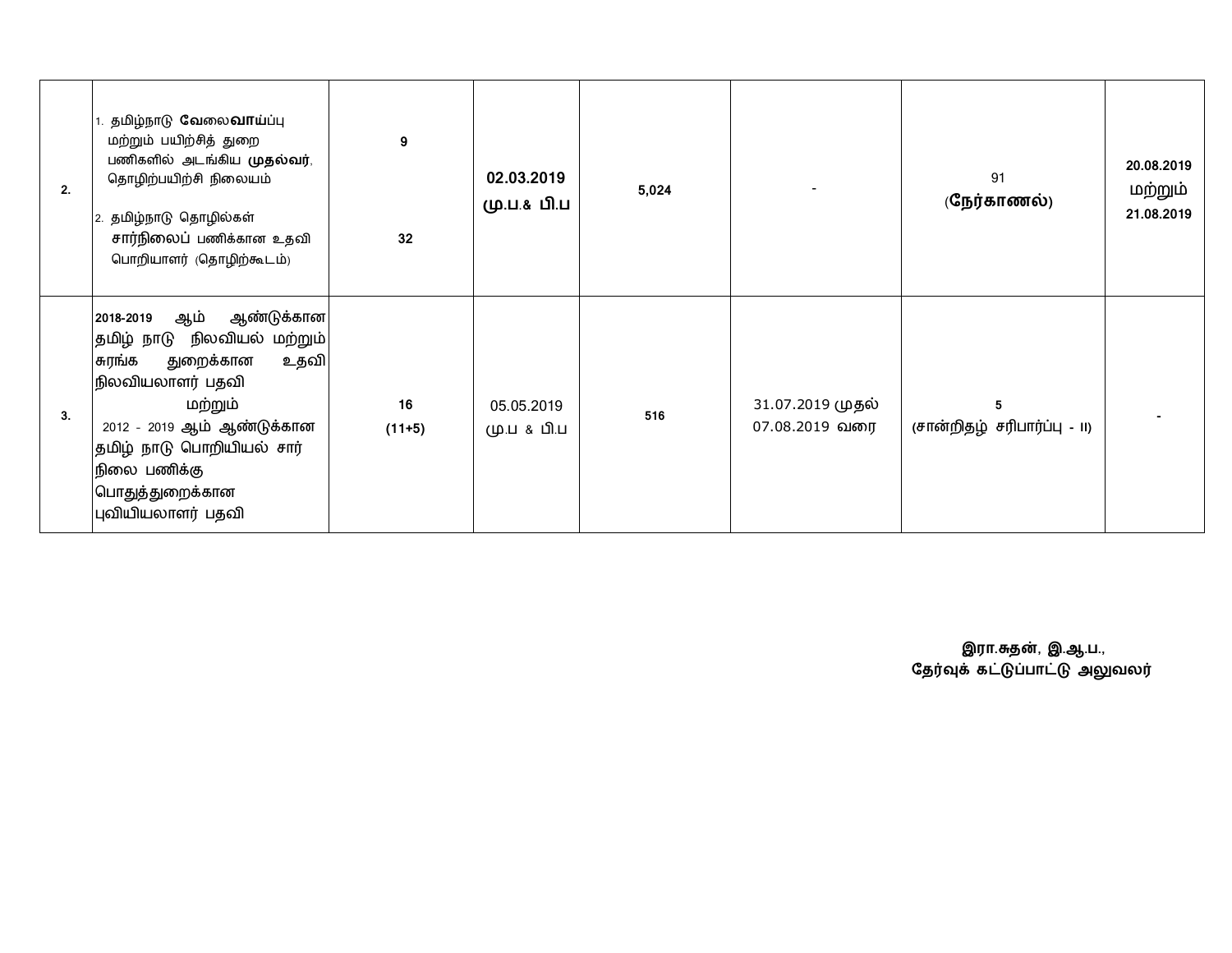| | | | | | | | |
|---|---|---|---|---|---|---|---|
| 2. | 1. தமிழ்நாடு **வேலைவாய்ப்பு** மற்றும் பயிற்சித் துறை பணிகளில் அடங்கிய **முதல்வர்**, தொழிற்பயிற்சி நிலையம்<br><br>2. தமிழ்நாடு தொழில்கள் சார்நிலைப் பணிக்கான உதவி பொறியாளர் (தொழிற்கூடம்) | **9**<br><br>**32** | **02.03.2019 மு.ப.& பி.ப** | **5,024** | - | 91 (**நேர்காணல்**) | **20.08.2019** மற்றும் **21.08.2019** |
| 3. | **2018-2019** ஆம் ஆண்டுக்கான தமிழ் நாடு நிலவியல் மற்றும் சுரங்க துறைக்கான உதவி நிலவியலாளர் பதவி<br>மற்றும்<br>2012 - 2019 ஆம் ஆண்டுக்கான தமிழ் நாடு பொறியியல் சார் நிலை பணிக்கு பொதுத்துறைக்கான புவியியலாளர் பதவி | **16 (11+5)** | 05.05.2019 மு.ப & பி.ப | **516** | 31.07.2019 முதல் 07.08.2019 வரை | **5 (சான்றிதழ் சரிபார்ப்பு - II)** | - |

**இரா.சுதன், இ.ஆ.ப.,**
**தேர்வுக் கட்டுப்பாட்டு அலுவலர்**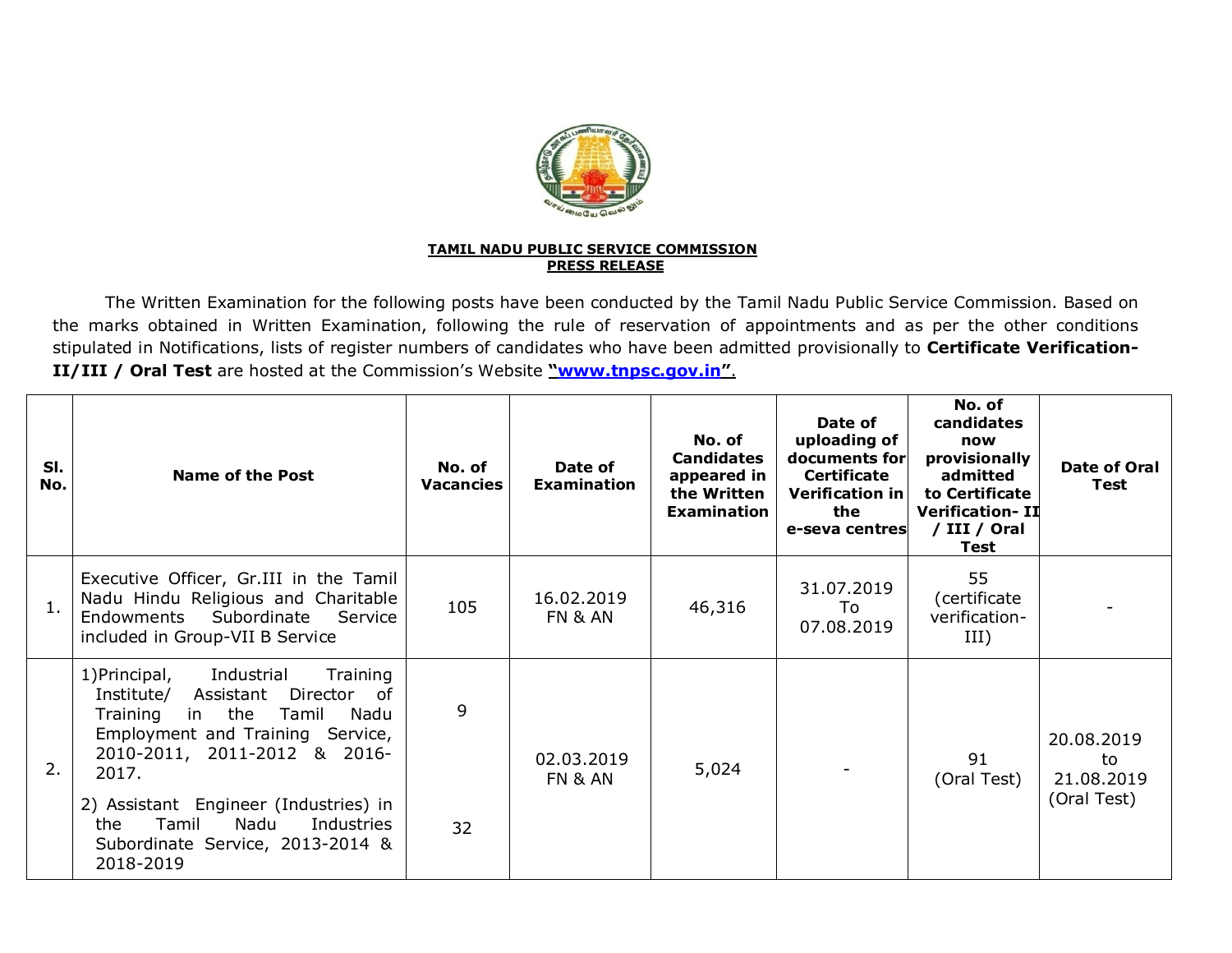**TAMIL NADU PUBLIC SERVICE COMMISSION**
**PRESS RELEASE**

The Written Examination for the following posts have been conducted by the Tamil Nadu Public Service Commission. Based on the marks obtained in Written Examination, following the rule of reservation of appointments and as per the other conditions stipulated in Notifications, lists of register numbers of candidates who have been admitted provisionally to **Certificate Verification-II/III / Oral Test** are hosted at the Commission's Website **"www.tnpsc.gov.in"**.

| Sl. No. | Name of the Post | No. of Vacancies | Date of Examination | No. of Candidates appeared in the Written Examination | Date of uploading of documents for Certificate Verification in the e-seva centres | No. of candidates now provisionally admitted to Certificate Verification- II / III / Oral Test | Date of Oral Test |
|---|---|---|---|---|---|---|---|
| 1. | Executive Officer, Gr.III in the Tamil Nadu Hindu Religious and Charitable Endowments Subordinate Service included in Group-VII B Service | 105 | 16.02.2019 FN & AN | 46,316 | 31.07.2019 To 07.08.2019 | 55 (certificate verification-III) | - |
| 2. | 1)Principal, Industrial Training Institute/ Assistant Director of Training in the Tamil Nadu Employment and Training Service, 2010-2011, 2011-2012 & 2016-2017.<br>2) Assistant Engineer (Industries) in the Tamil Nadu Industries Subordinate Service, 2013-2014 & 2018-2019 | 9<br>32 | 02.03.2019 FN & AN | 5,024 | - | 91 (Oral Test) | 20.08.2019 to 21.08.2019 (Oral Test) |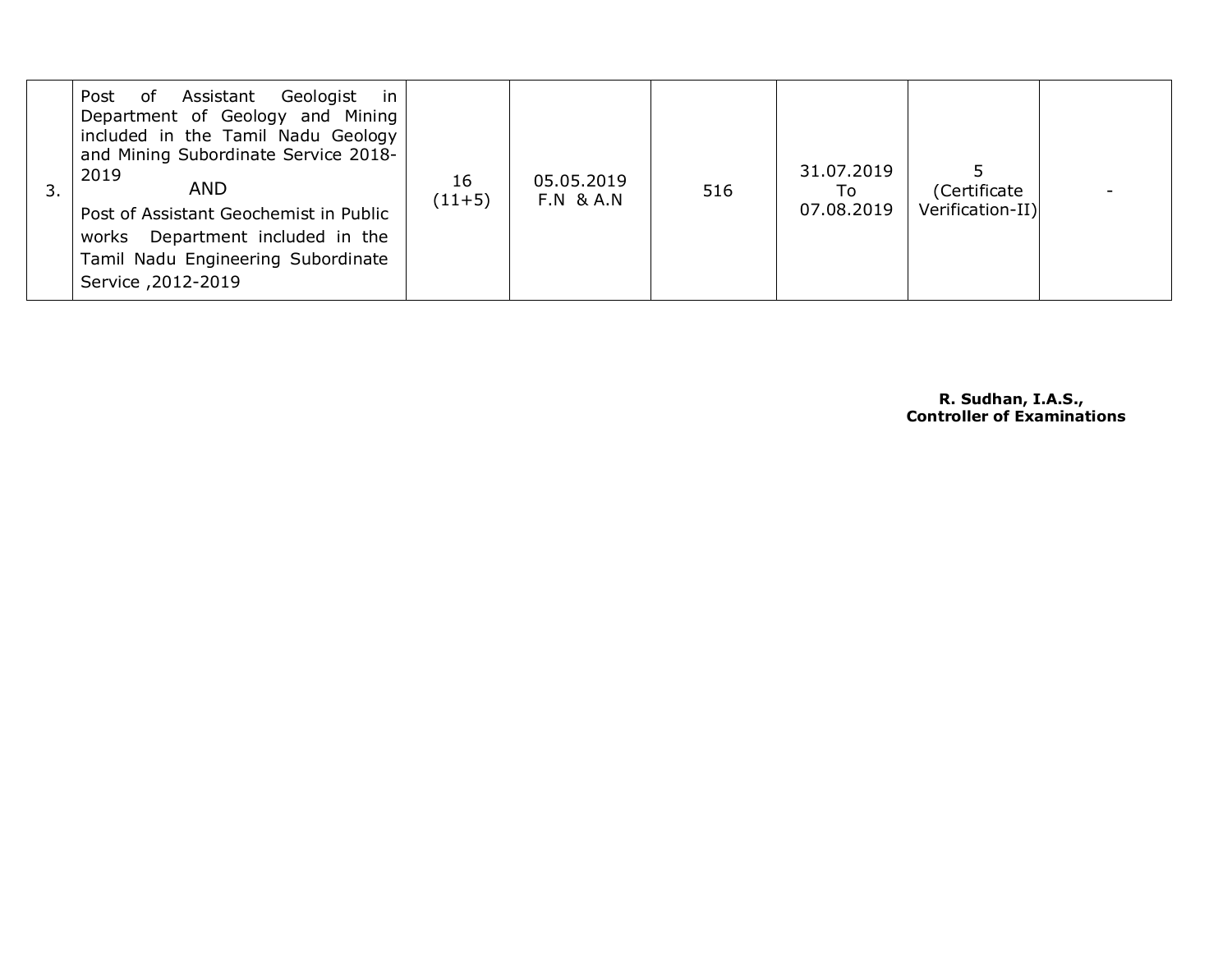| | | | | | | | |
|---|---|---|---|---|---|---|---|
| 3. | Post of Assistant Geologist in Department of Geology and Mining included in the Tamil Nadu Geology and Mining Subordinate Service 2018-2019 AND Post of Assistant Geochemist in Public works Department included in the Tamil Nadu Engineering Subordinate Service ,2012-2019 | 16 (11+5) | 05.05.2019 F.N & A.N | 516 | 31.07.2019 To 07.08.2019 | 5 (Certificate Verification-II) | - |

**R. Sudhan, I.A.S.,**
**Controller of Examinations**